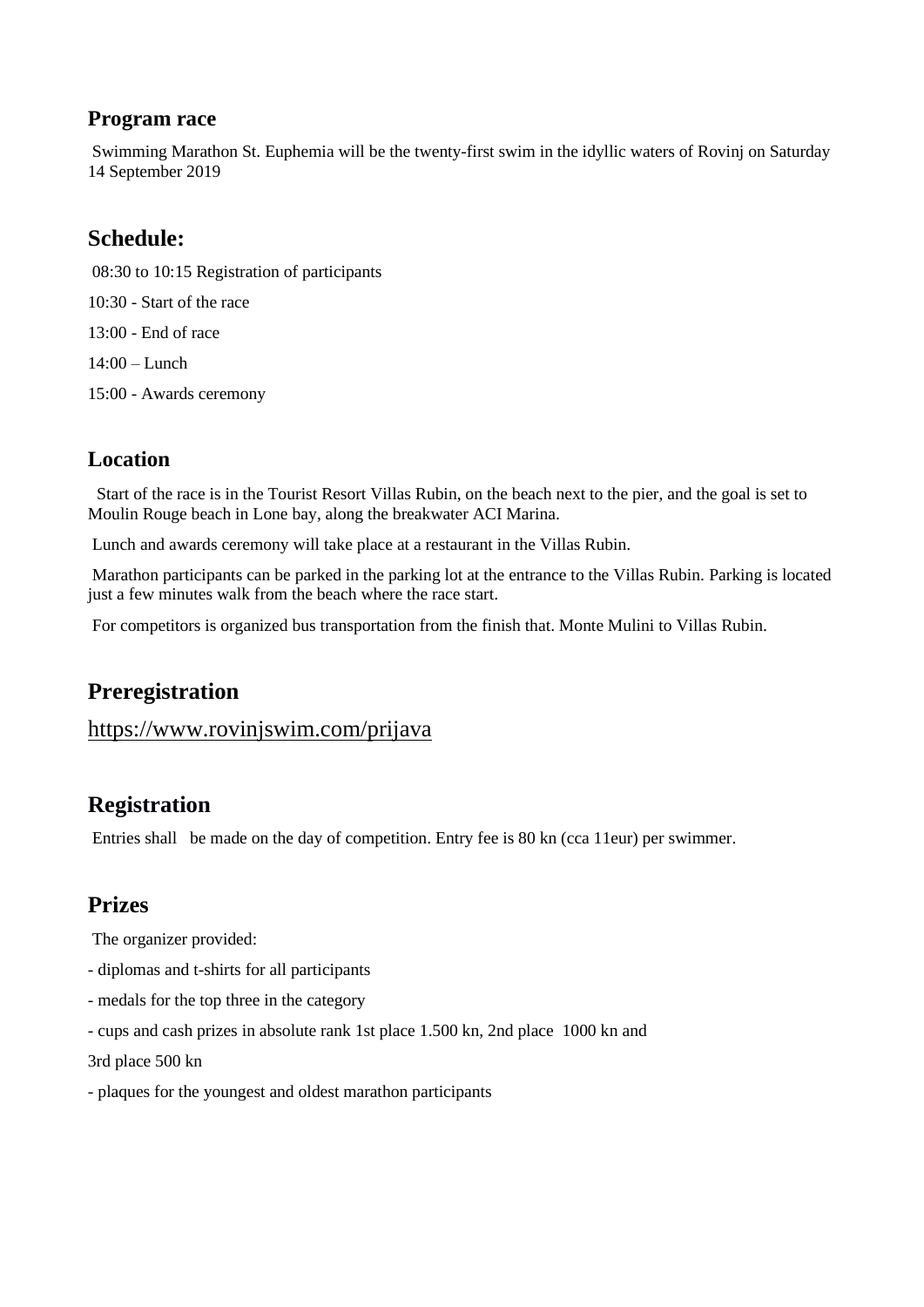### Program race

Swimming Marathon St. Euphemia will be the twenty-first swim in the idyllic waters of Rovinj on Saturday 14 September 2019

## Schedule:

08:30 to 10:15 Registration of participants

10:30 - Start of the race

13:00 - End of race

14:00 – Lunch

15:00 - Awards ceremony

### Location

Start of the race is in the Tourist Resort Villas Rubin, on the beach next to the pier, and the goal is set to Moulin Rouge beach in Lone bay, along the breakwater ACI Marina.

Lunch and awards ceremony will take place at a restaurant in the Villas Rubin.

Marathon participants can be parked in the parking lot at the entrance to the Villas Rubin. Parking is located just a few minutes walk from the beach where the race start.

For competitors is organized bus transportation from the finish that. Monte Mulini to Villas Rubin.

## Preregistration

https://www.rovinjswim.com/prijava

## Registration

Entries shall be made on the day of competition. Entry fee is 80 kn (cca 11eur) per swimmer.

## Prizes

The organizer provided:

- diplomas and t-shirts for all participants
- medals for the top three in the category
- cups and cash prizes in absolute rank 1st place 1.500 kn, 2nd place 1000 kn and

3rd place 500 kn

- plaques for the youngest and oldest marathon participants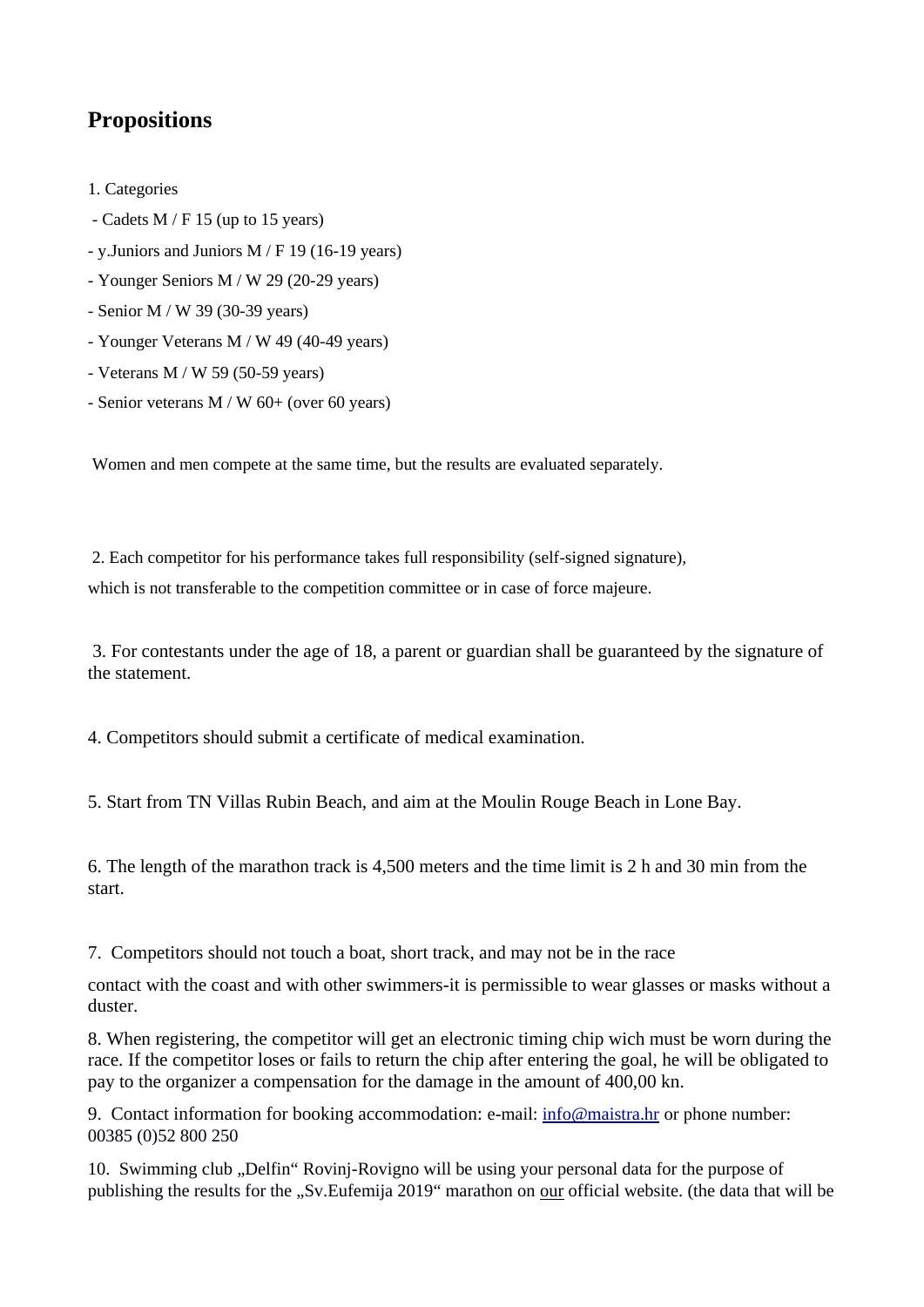## Propositions

1. Categories

- Cadets M / F 15 (up to 15 years)
- y.Juniors and Juniors M / F 19 (16-19 years)
- Younger Seniors M / W 29 (20-29 years)
- Senior M / W 39 (30-39 years)
- Younger Veterans M / W 49 (40-49 years)
- Veterans M / W 59 (50-59 years)
- Senior veterans M / W 60+ (over 60 years)

Women and men compete at the same time, but the results are evaluated separately.

2. Each competitor for his performance takes full responsibility (self-signed signature), which is not transferable to the competition committee or in case of force majeure.

3. For contestants under the age of 18, a parent or guardian shall be guaranteed by the signature of the statement.

4. Competitors should submit a certificate of medical examination.

5. Start from TN Villas Rubin Beach, and aim at the Moulin Rouge Beach in Lone Bay.

6. The length of the marathon track is 4,500 meters and the time limit is 2 h and 30 min from the start.

7. Competitors should not touch a boat, short track, and may not be in the race

contact with the coast and with other swimmers-it is permissible to wear glasses or masks without a duster.

8. When registering, the competitor will get an electronic timing chip wich must be worn during the race. If the competitor loses or fails to return the chip after entering the goal, he will be obligated to pay to the organizer a compensation for the damage in the amount of 400,00 kn.

9. Contact information for booking accommodation: e-mail: info@maistra.hr or phone number: 00385 (0)52 800 250

10. Swimming club „Delfin“ Rovinj-Rovigno will be using your personal data for the purpose of publishing the results for the „Sv.Eufemija 2019“ marathon on our official website. (the data that will be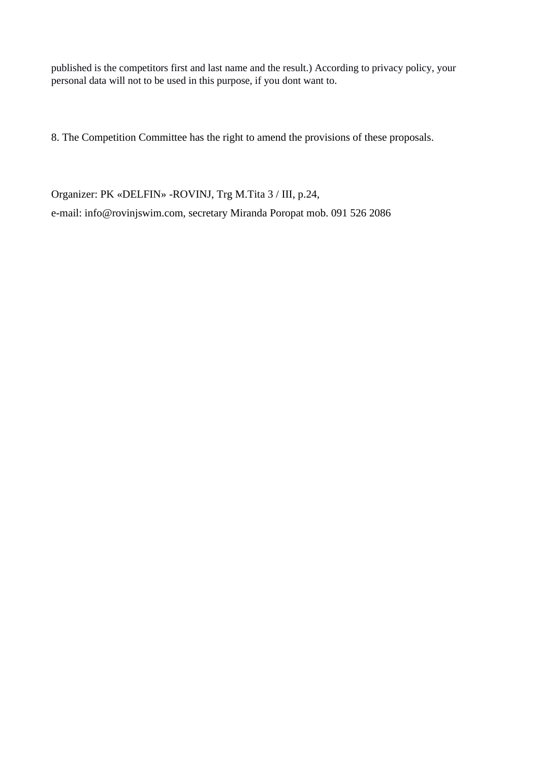published is the competitors first and last name and the result.) According to privacy policy, your personal data will not to be used in this purpose, if you dont want to.

8. The Competition Committee has the right to amend the provisions of these proposals.

Organizer: PK «DELFIN» -ROVINJ, Trg M.Tita 3 / III, p.24,

e-mail: info@rovinjswim.com, secretary Miranda Poropat mob. 091 526 2086